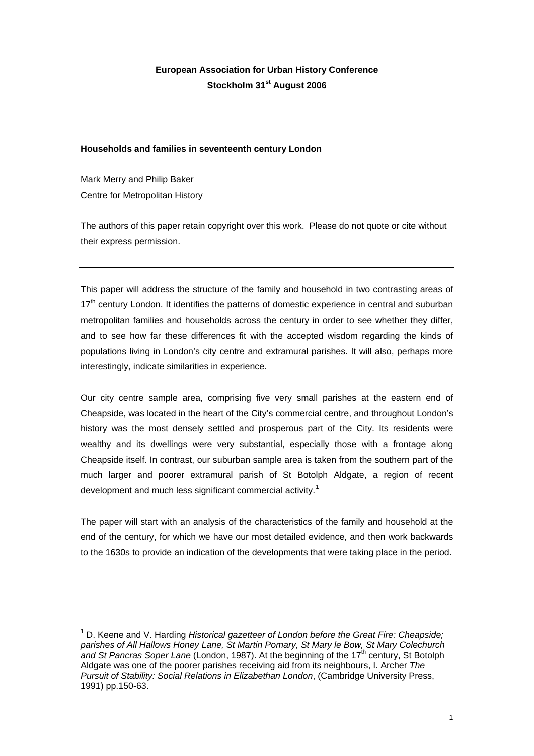**European Association for Urban History Conference**
**Stockholm 31st August 2006**

---

**Households and families in seventeenth century London**

Mark Merry and Philip Baker
Centre for Metropolitan History

The authors of this paper retain copyright over this work. Please do not quote or cite without their express permission.

---

This paper will address the structure of the family and household in two contrasting areas of 17th century London. It identifies the patterns of domestic experience in central and suburban metropolitan families and households across the century in order to see whether they differ, and to see how far these differences fit with the accepted wisdom regarding the kinds of populations living in London's city centre and extramural parishes. It will also, perhaps more interestingly, indicate similarities in experience.

Our city centre sample area, comprising five very small parishes at the eastern end of Cheapside, was located in the heart of the City's commercial centre, and throughout London's history was the most densely settled and prosperous part of the City. Its residents were wealthy and its dwellings were very substantial, especially those with a frontage along Cheapside itself. In contrast, our suburban sample area is taken from the southern part of the much larger and poorer extramural parish of St Botolph Aldgate, a region of recent development and much less significant commercial activity.[1]

The paper will start with an analysis of the characteristics of the family and household at the end of the century, for which we have our most detailed evidence, and then work backwards to the 1630s to provide an indication of the developments that were taking place in the period.

---

[1] D. Keene and V. Harding *Historical gazetteer of London before the Great Fire: Cheapside; parishes of All Hallows Honey Lane, St Martin Pomary, St Mary le Bow, St Mary Colechurch and St Pancras Soper Lane* (London, 1987). At the beginning of the 17th century, St Botolph Aldgate was one of the poorer parishes receiving aid from its neighbours, I. Archer *The Pursuit of Stability: Social Relations in Elizabethan London*, (Cambridge University Press, 1991) pp.150-63.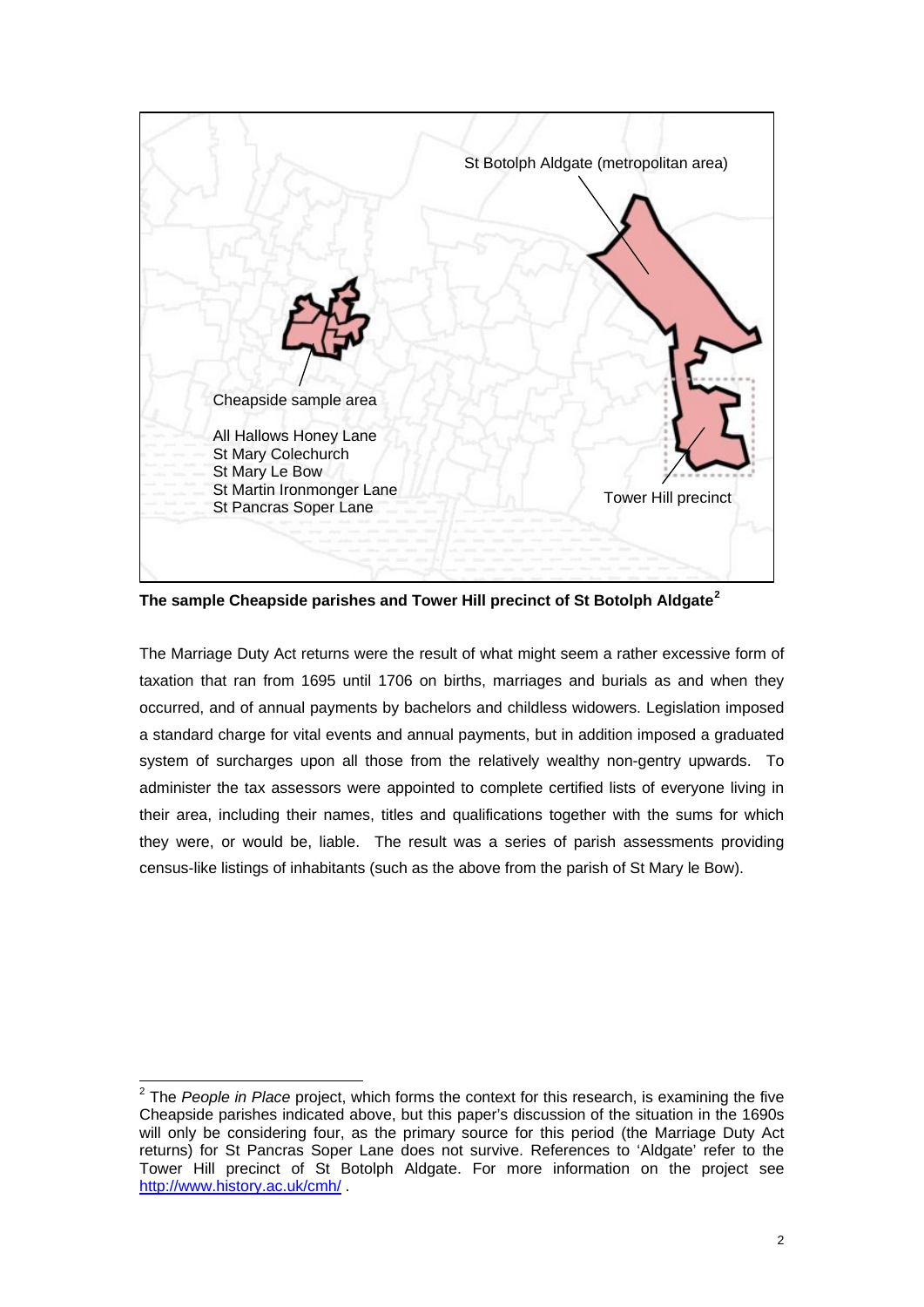**The sample Cheapside parishes and Tower Hill precinct of St Botolph Aldgate**[2]

The Marriage Duty Act returns were the result of what might seem a rather excessive form of taxation that ran from 1695 until 1706 on births, marriages and burials as and when they occurred, and of annual payments by bachelors and childless widowers. Legislation imposed a standard charge for vital events and annual payments, but in addition imposed a graduated system of surcharges upon all those from the relatively wealthy non-gentry upwards. To administer the tax assessors were appointed to complete certified lists of everyone living in their area, including their names, titles and qualifications together with the sums for which they were, or would be, liable. The result was a series of parish assessments providing census-like listings of inhabitants (such as the above from the parish of St Mary le Bow).

---

[2] The *People in Place* project, which forms the context for this research, is examining the five Cheapside parishes indicated above, but this paper's discussion of the situation in the 1690s will only be considering four, as the primary source for this period (the Marriage Duty Act returns) for St Pancras Soper Lane does not survive. References to 'Aldgate' refer to the Tower Hill precinct of St Botolph Aldgate. For more information on the project see http://www.history.ac.uk/cmh/ .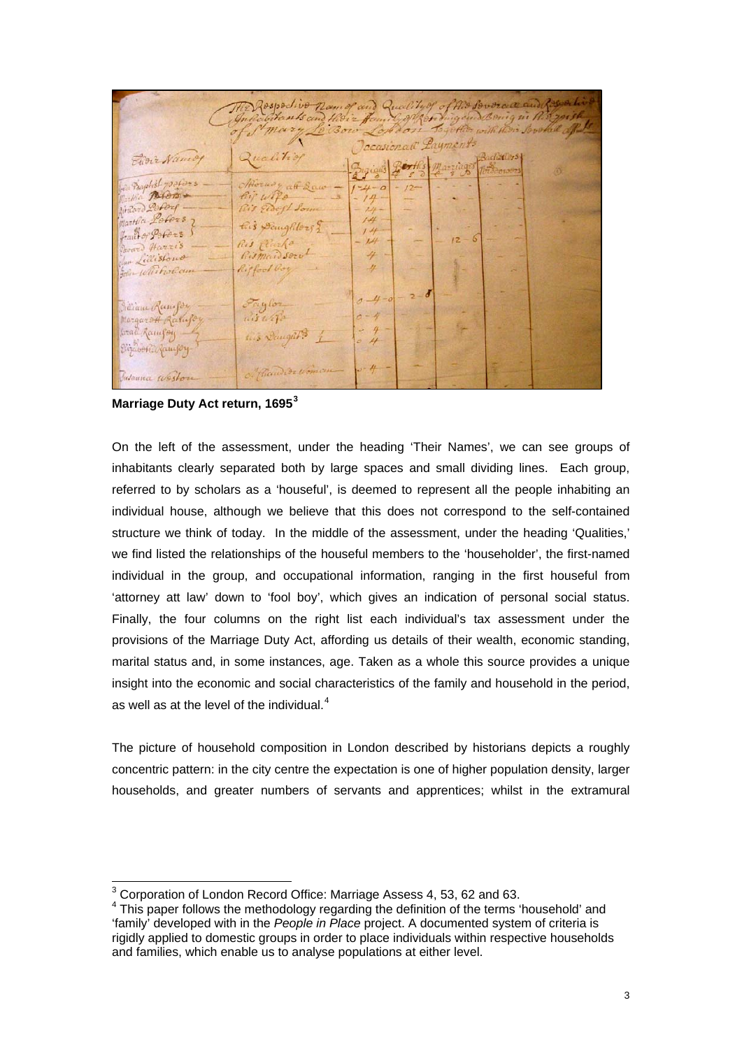**Marriage Duty Act return, 1695**[3]

On the left of the assessment, under the heading 'Their Names', we can see groups of inhabitants clearly separated both by large spaces and small dividing lines. Each group, referred to by scholars as a 'houseful', is deemed to represent all the people inhabiting an individual house, although we believe that this does not correspond to the self-contained structure we think of today. In the middle of the assessment, under the heading 'Qualities,' we find listed the relationships of the houseful members to the 'householder', the first-named individual in the group, and occupational information, ranging in the first houseful from 'attorney att law' down to 'fool boy', which gives an indication of personal social status. Finally, the four columns on the right list each individual's tax assessment under the provisions of the Marriage Duty Act, affording us details of their wealth, economic standing, marital status and, in some instances, age. Taken as a whole this source provides a unique insight into the economic and social characteristics of the family and household in the period, as well as at the level of the individual.[4]

The picture of household composition in London described by historians depicts a roughly concentric pattern: in the city centre the expectation is one of higher population density, larger households, and greater numbers of servants and apprentices; whilst in the extramural

[3] Corporation of London Record Office: Marriage Assess 4, 53, 62 and 63.

[4] This paper follows the methodology regarding the definition of the terms 'household' and 'family' developed with in the *People in Place* project. A documented system of criteria is rigidly applied to domestic groups in order to place individuals within respective households and families, which enable us to analyse populations at either level.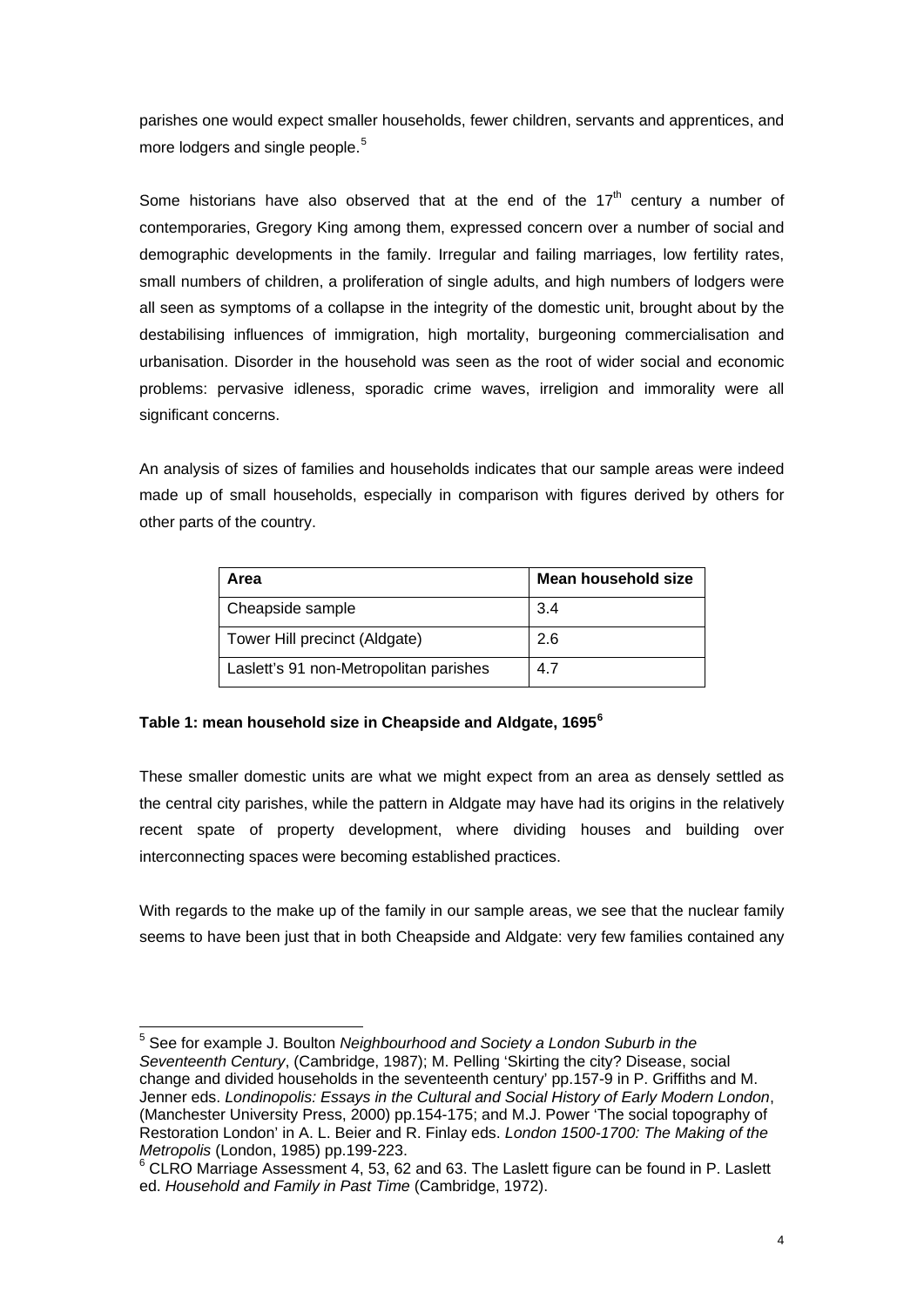parishes one would expect smaller households, fewer children, servants and apprentices, and more lodgers and single people.[5]

Some historians have also observed that at the end of the 17th century a number of contemporaries, Gregory King among them, expressed concern over a number of social and demographic developments in the family. Irregular and failing marriages, low fertility rates, small numbers of children, a proliferation of single adults, and high numbers of lodgers were all seen as symptoms of a collapse in the integrity of the domestic unit, brought about by the destabilising influences of immigration, high mortality, burgeoning commercialisation and urbanisation. Disorder in the household was seen as the root of wider social and economic problems: pervasive idleness, sporadic crime waves, irreligion and immorality were all significant concerns.

An analysis of sizes of families and households indicates that our sample areas were indeed made up of small households, especially in comparison with figures derived by others for other parts of the country.

| Area | Mean household size |
|---|---|
| Cheapside sample | 3.4 |
| Tower Hill precinct (Aldgate) | 2.6 |
| Laslett's 91 non-Metropolitan parishes | 4.7 |

**Table 1: mean household size in Cheapside and Aldgate, 1695[6]**

These smaller domestic units are what we might expect from an area as densely settled as the central city parishes, while the pattern in Aldgate may have had its origins in the relatively recent spate of property development, where dividing houses and building over interconnecting spaces were becoming established practices.

With regards to the make up of the family in our sample areas, we see that the nuclear family seems to have been just that in both Cheapside and Aldgate: very few families contained any

---

[5] See for example J. Boulton *Neighbourhood and Society a London Suburb in the Seventeenth Century*, (Cambridge, 1987); M. Pelling 'Skirting the city? Disease, social change and divided households in the seventeenth century' pp.157-9 in P. Griffiths and M. Jenner eds. *Londinopolis: Essays in the Cultural and Social History of Early Modern London*, (Manchester University Press, 2000) pp.154-175; and M.J. Power 'The social topography of Restoration London' in A. L. Beier and R. Finlay eds. *London 1500-1700: The Making of the Metropolis* (London, 1985) pp.199-223.

[6] CLRO Marriage Assessment 4, 53, 62 and 63. The Laslett figure can be found in P. Laslett ed. *Household and Family in Past Time* (Cambridge, 1972).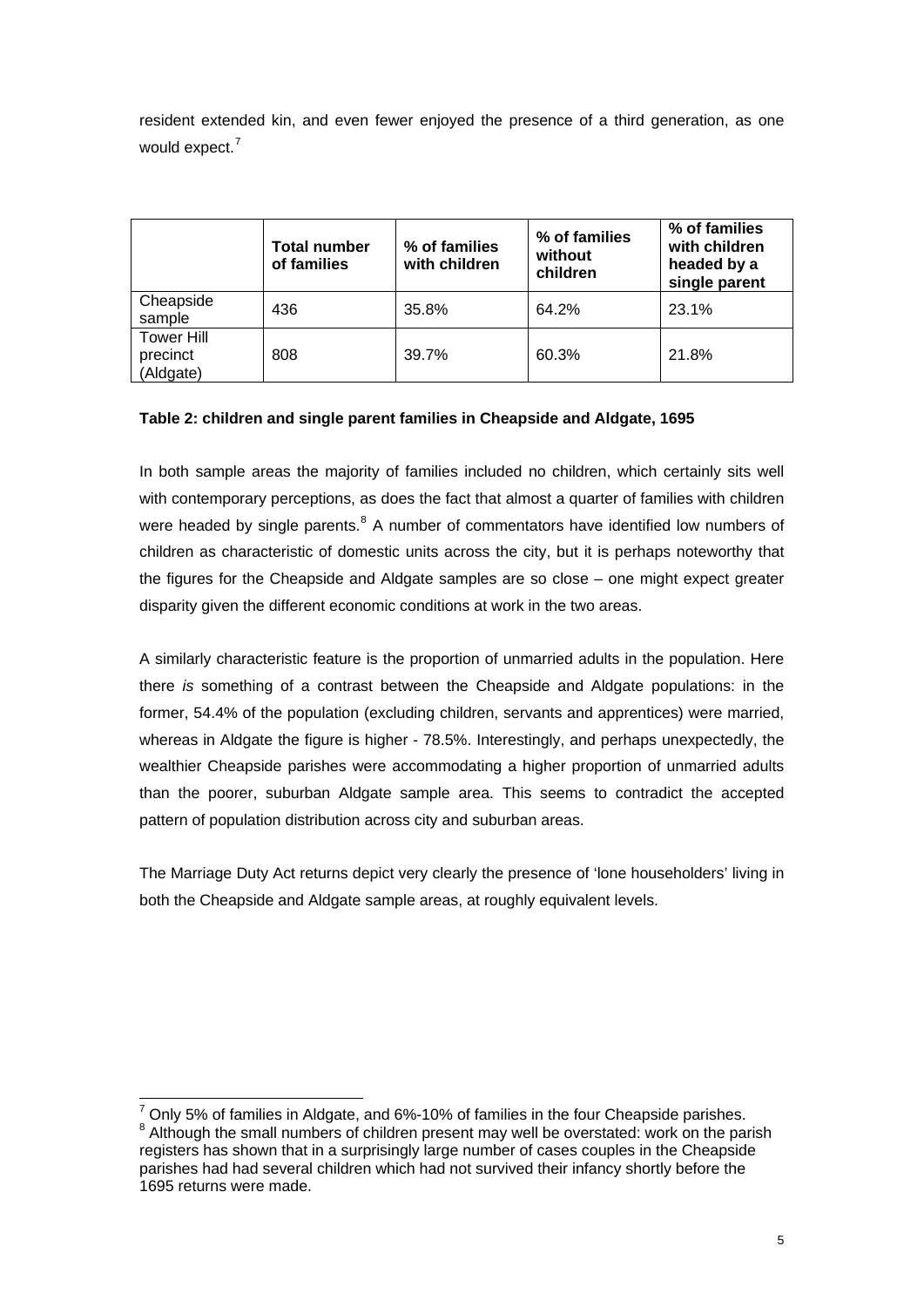resident extended kin, and even fewer enjoyed the presence of a third generation, as one would expect.[7]

| | **Total number of families** | **% of families with children** | **% of families without children** | **% of families with children headed by a single parent** |
|---|---|---|---|---|
| Cheapside sample | 436 | 35.8% | 64.2% | 23.1% |
| Tower Hill precinct (Aldgate) | 808 | 39.7% | 60.3% | 21.8% |

**Table 2: children and single parent families in Cheapside and Aldgate, 1695**

In both sample areas the majority of families included no children, which certainly sits well with contemporary perceptions, as does the fact that almost a quarter of families with children were headed by single parents.[8] A number of commentators have identified low numbers of children as characteristic of domestic units across the city, but it is perhaps noteworthy that the figures for the Cheapside and Aldgate samples are so close – one might expect greater disparity given the different economic conditions at work in the two areas.

A similarly characteristic feature is the proportion of unmarried adults in the population. Here there *is* something of a contrast between the Cheapside and Aldgate populations: in the former, 54.4% of the population (excluding children, servants and apprentices) were married, whereas in Aldgate the figure is higher - 78.5%. Interestingly, and perhaps unexpectedly, the wealthier Cheapside parishes were accommodating a higher proportion of unmarried adults than the poorer, suburban Aldgate sample area. This seems to contradict the accepted pattern of population distribution across city and suburban areas.

The Marriage Duty Act returns depict very clearly the presence of 'lone householders' living in both the Cheapside and Aldgate sample areas, at roughly equivalent levels.

---

[7] Only 5% of families in Aldgate, and 6%-10% of families in the four Cheapside parishes.

[8] Although the small numbers of children present may well be overstated: work on the parish registers has shown that in a surprisingly large number of cases couples in the Cheapside parishes had had several children which had not survived their infancy shortly before the 1695 returns were made.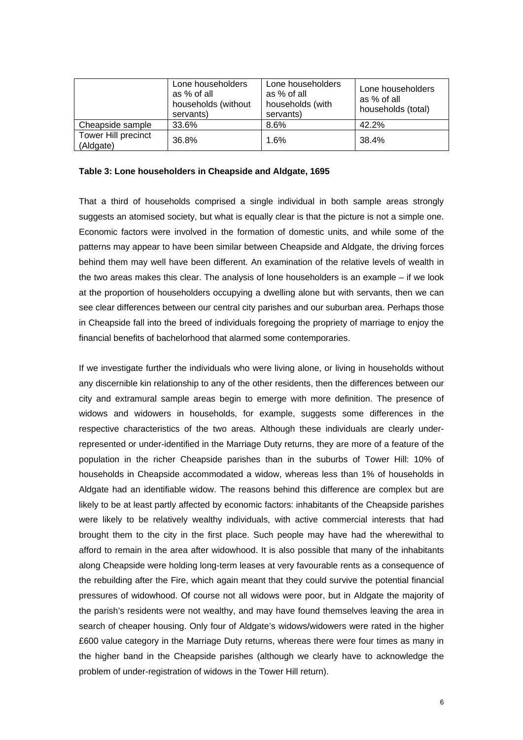| | Lone householders as % of all households (without servants) | Lone householders as % of all households (with servants) | Lone householders as % of all households (total) |
|---|---|---|---|
| Cheapside sample | 33.6% | 8.6% | 42.2% |
| Tower Hill precinct (Aldgate) | 36.8% | 1.6% | 38.4% |

**Table 3: Lone householders in Cheapside and Aldgate, 1695**

That a third of households comprised a single individual in both sample areas strongly suggests an atomised society, but what is equally clear is that the picture is not a simple one. Economic factors were involved in the formation of domestic units, and while some of the patterns may appear to have been similar between Cheapside and Aldgate, the driving forces behind them may well have been different. An examination of the relative levels of wealth in the two areas makes this clear. The analysis of lone householders is an example – if we look at the proportion of householders occupying a dwelling alone but with servants, then we can see clear differences between our central city parishes and our suburban area. Perhaps those in Cheapside fall into the breed of individuals foregoing the propriety of marriage to enjoy the financial benefits of bachelorhood that alarmed some contemporaries.

If we investigate further the individuals who were living alone, or living in households without any discernible kin relationship to any of the other residents, then the differences between our city and extramural sample areas begin to emerge with more definition. The presence of widows and widowers in households, for example, suggests some differences in the respective characteristics of the two areas. Although these individuals are clearly under-represented or under-identified in the Marriage Duty returns, they are more of a feature of the population in the richer Cheapside parishes than in the suburbs of Tower Hill: 10% of households in Cheapside accommodated a widow, whereas less than 1% of households in Aldgate had an identifiable widow. The reasons behind this difference are complex but are likely to be at least partly affected by economic factors: inhabitants of the Cheapside parishes were likely to be relatively wealthy individuals, with active commercial interests that had brought them to the city in the first place. Such people may have had the wherewithal to afford to remain in the area after widowhood. It is also possible that many of the inhabitants along Cheapside were holding long-term leases at very favourable rents as a consequence of the rebuilding after the Fire, which again meant that they could survive the potential financial pressures of widowhood. Of course not all widows were poor, but in Aldgate the majority of the parish's residents were not wealthy, and may have found themselves leaving the area in search of cheaper housing. Only four of Aldgate's widows/widowers were rated in the higher £600 value category in the Marriage Duty returns, whereas there were four times as many in the higher band in the Cheapside parishes (although we clearly have to acknowledge the problem of under-registration of widows in the Tower Hill return).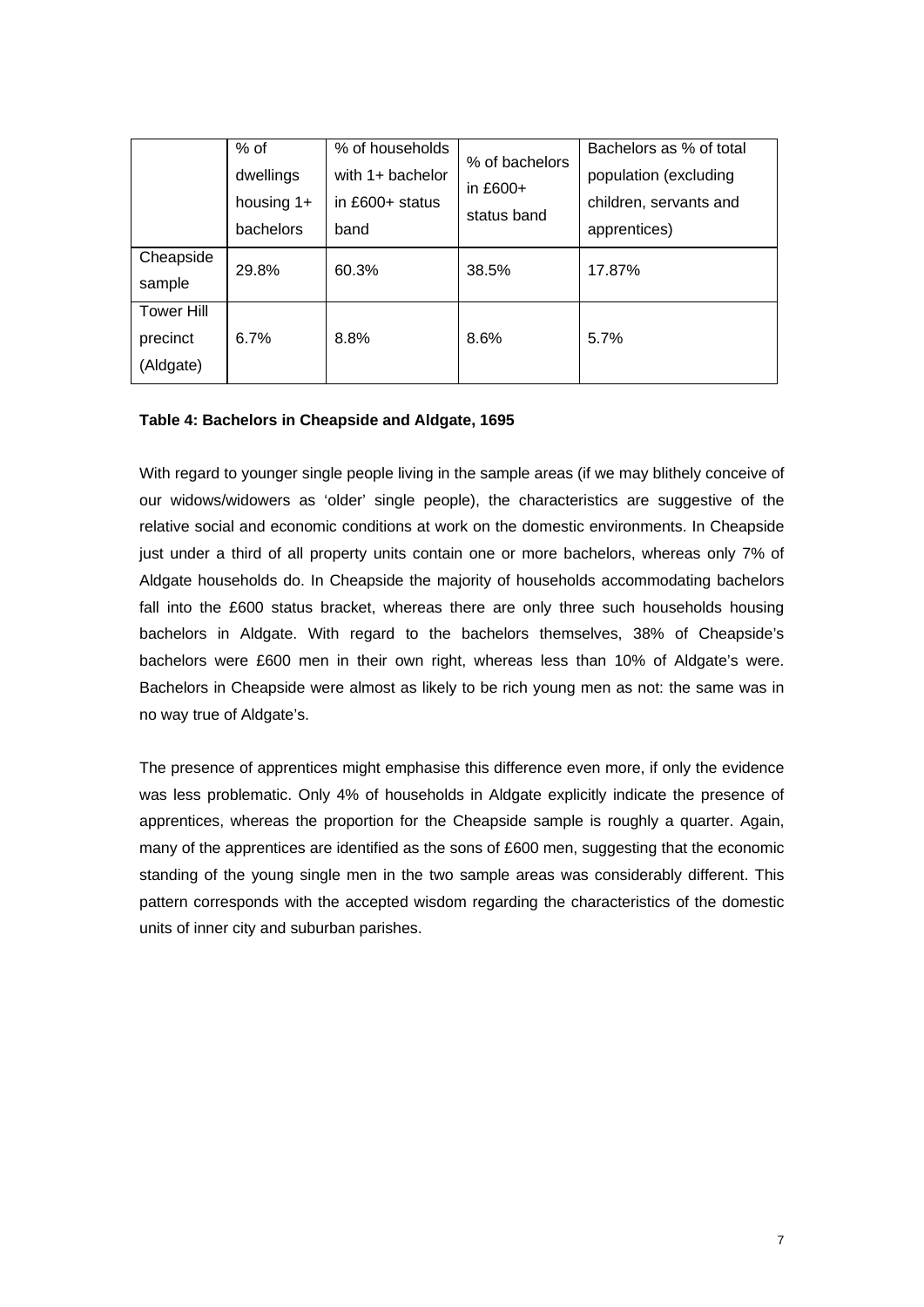| | % of dwellings housing 1+ bachelors | % of households with 1+ bachelor in £600+ status band | % of bachelors in £600+ status band | Bachelors as % of total population (excluding children, servants and apprentices) |
|---|---|---|---|---|
| Cheapside sample | 29.8% | 60.3% | 38.5% | 17.87% |
| Tower Hill precinct (Aldgate) | 6.7% | 8.8% | 8.6% | 5.7% |

**Table 4: Bachelors in Cheapside and Aldgate, 1695**

With regard to younger single people living in the sample areas (if we may blithely conceive of our widows/widowers as 'older' single people), the characteristics are suggestive of the relative social and economic conditions at work on the domestic environments. In Cheapside just under a third of all property units contain one or more bachelors, whereas only 7% of Aldgate households do. In Cheapside the majority of households accommodating bachelors fall into the £600 status bracket, whereas there are only three such households housing bachelors in Aldgate. With regard to the bachelors themselves, 38% of Cheapside's bachelors were £600 men in their own right, whereas less than 10% of Aldgate's were. Bachelors in Cheapside were almost as likely to be rich young men as not: the same was in no way true of Aldgate's.

The presence of apprentices might emphasise this difference even more, if only the evidence was less problematic. Only 4% of households in Aldgate explicitly indicate the presence of apprentices, whereas the proportion for the Cheapside sample is roughly a quarter. Again, many of the apprentices are identified as the sons of £600 men, suggesting that the economic standing of the young single men in the two sample areas was considerably different. This pattern corresponds with the accepted wisdom regarding the characteristics of the domestic units of inner city and suburban parishes.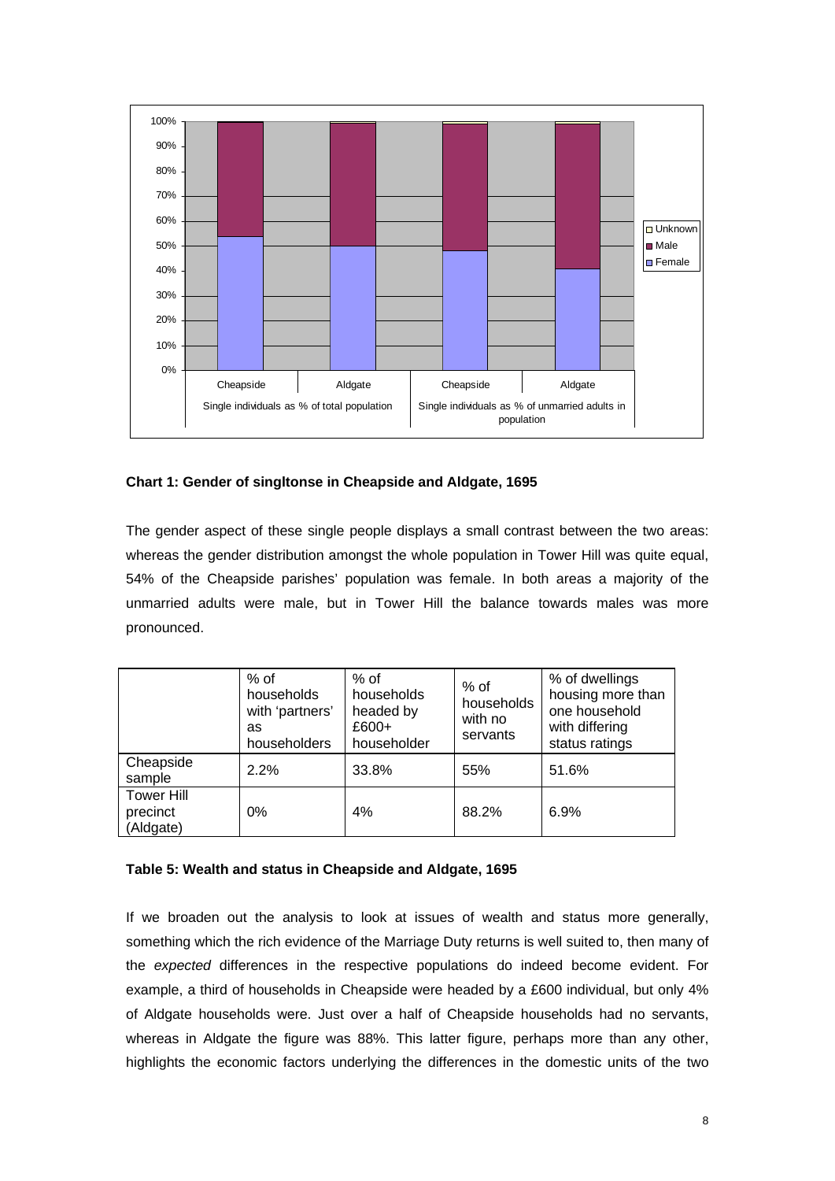**Chart 1: Gender of singltonse in Cheapside and Aldgate, 1695**

The gender aspect of these single people displays a small contrast between the two areas: whereas the gender distribution amongst the whole population in Tower Hill was quite equal, 54% of the Cheapside parishes' population was female. In both areas a majority of the unmarried adults were male, but in Tower Hill the balance towards males was more pronounced.

| | % of households with 'partners' as householders | % of households headed by £600+ householder | % of households with no servants | % of dwellings housing more than one household with differing status ratings |
|---|---|---|---|---|
| Cheapside sample | 2.2% | 33.8% | 55% | 51.6% |
| Tower Hill precinct (Aldgate) | 0% | 4% | 88.2% | 6.9% |

**Table 5: Wealth and status in Cheapside and Aldgate, 1695**

If we broaden out the analysis to look at issues of wealth and status more generally, something which the rich evidence of the Marriage Duty returns is well suited to, then many of the *expected* differences in the respective populations do indeed become evident. For example, a third of households in Cheapside were headed by a £600 individual, but only 4% of Aldgate households were. Just over a half of Cheapside households had no servants, whereas in Aldgate the figure was 88%. This latter figure, perhaps more than any other, highlights the economic factors underlying the differences in the domestic units of the two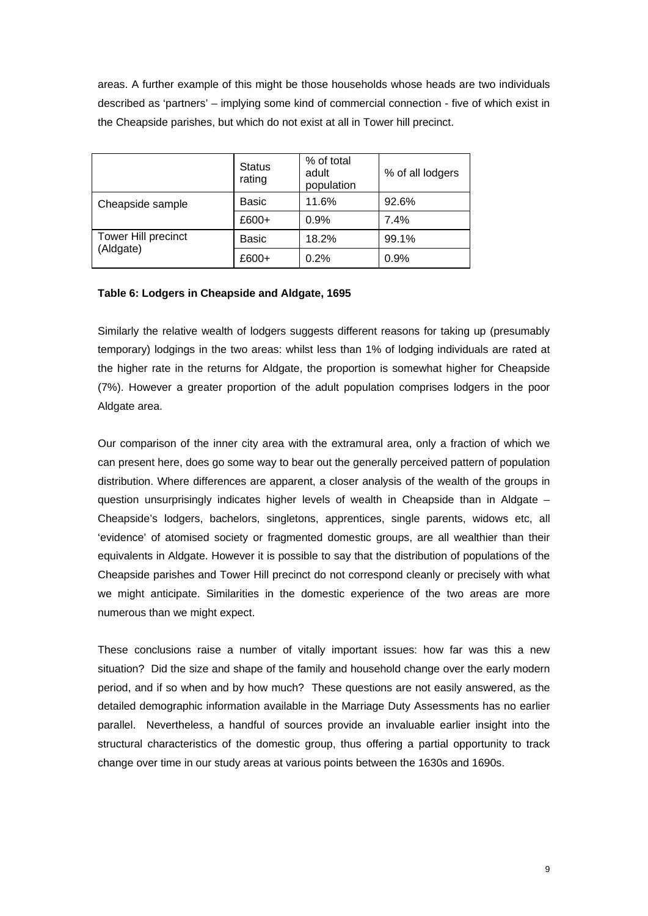areas. A further example of this might be those households whose heads are two individuals described as 'partners' – implying some kind of commercial connection - five of which exist in the Cheapside parishes, but which do not exist at all in Tower hill precinct.

| | Status rating | % of total adult population | % of all lodgers |
|---|---|---|---|
| Cheapside sample | Basic | 11.6% | 92.6% |
| | £600+ | 0.9% | 7.4% |
| Tower Hill precinct (Aldgate) | Basic | 18.2% | 99.1% |
| | £600+ | 0.2% | 0.9% |

**Table 6: Lodgers in Cheapside and Aldgate, 1695**

Similarly the relative wealth of lodgers suggests different reasons for taking up (presumably temporary) lodgings in the two areas: whilst less than 1% of lodging individuals are rated at the higher rate in the returns for Aldgate, the proportion is somewhat higher for Cheapside (7%). However a greater proportion of the adult population comprises lodgers in the poor Aldgate area.

Our comparison of the inner city area with the extramural area, only a fraction of which we can present here, does go some way to bear out the generally perceived pattern of population distribution. Where differences are apparent, a closer analysis of the wealth of the groups in question unsurprisingly indicates higher levels of wealth in Cheapside than in Aldgate – Cheapside's lodgers, bachelors, singletons, apprentices, single parents, widows etc, all 'evidence' of atomised society or fragmented domestic groups, are all wealthier than their equivalents in Aldgate. However it is possible to say that the distribution of populations of the Cheapside parishes and Tower Hill precinct do not correspond cleanly or precisely with what we might anticipate. Similarities in the domestic experience of the two areas are more numerous than we might expect.

These conclusions raise a number of vitally important issues: how far was this a new situation? Did the size and shape of the family and household change over the early modern period, and if so when and by how much? These questions are not easily answered, as the detailed demographic information available in the Marriage Duty Assessments has no earlier parallel. Nevertheless, a handful of sources provide an invaluable earlier insight into the structural characteristics of the domestic group, thus offering a partial opportunity to track change over time in our study areas at various points between the 1630s and 1690s.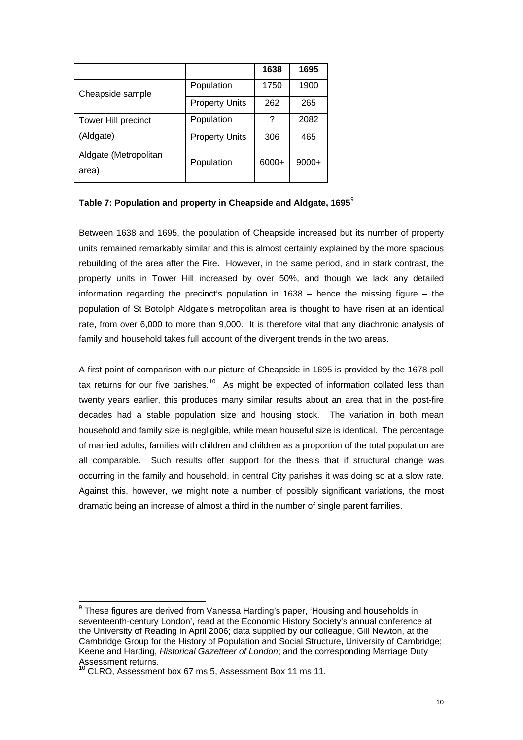| | | 1638 | 1695 |
|---|---|---|---|
| Cheapside sample | Population | 1750 | 1900 |
| | Property Units | 262 | 265 |
| Tower Hill precinct (Aldgate) | Population | ? | 2082 |
| | Property Units | 306 | 465 |
| Aldgate (Metropolitan area) | Population | 6000+ | 9000+ |

**Table 7: Population and property in Cheapside and Aldgate, 1695**[9]

Between 1638 and 1695, the population of Cheapside increased but its number of property units remained remarkably similar and this is almost certainly explained by the more spacious rebuilding of the area after the Fire. However, in the same period, and in stark contrast, the property units in Tower Hill increased by over 50%, and though we lack any detailed information regarding the precinct's population in 1638 – hence the missing figure – the population of St Botolph Aldgate's metropolitan area is thought to have risen at an identical rate, from over 6,000 to more than 9,000. It is therefore vital that any diachronic analysis of family and household takes full account of the divergent trends in the two areas.

A first point of comparison with our picture of Cheapside in 1695 is provided by the 1678 poll tax returns for our five parishes.[10] As might be expected of information collated less than twenty years earlier, this produces many similar results about an area that in the post-fire decades had a stable population size and housing stock. The variation in both mean household and family size is negligible, while mean houseful size is identical. The percentage of married adults, families with children and children as a proportion of the total population are all comparable. Such results offer support for the thesis that if structural change was occurring in the family and household, in central City parishes it was doing so at a slow rate. Against this, however, we might note a number of possibly significant variations, the most dramatic being an increase of almost a third in the number of single parent families.

---

[9] These figures are derived from Vanessa Harding's paper, 'Housing and households in seventeenth-century London', read at the Economic History Society's annual conference at the University of Reading in April 2006; data supplied by our colleague, Gill Newton, at the Cambridge Group for the History of Population and Social Structure, University of Cambridge; Keene and Harding, *Historical Gazetteer of London*; and the corresponding Marriage Duty Assessment returns.

[10] CLRO, Assessment box 67 ms 5, Assessment Box 11 ms 11.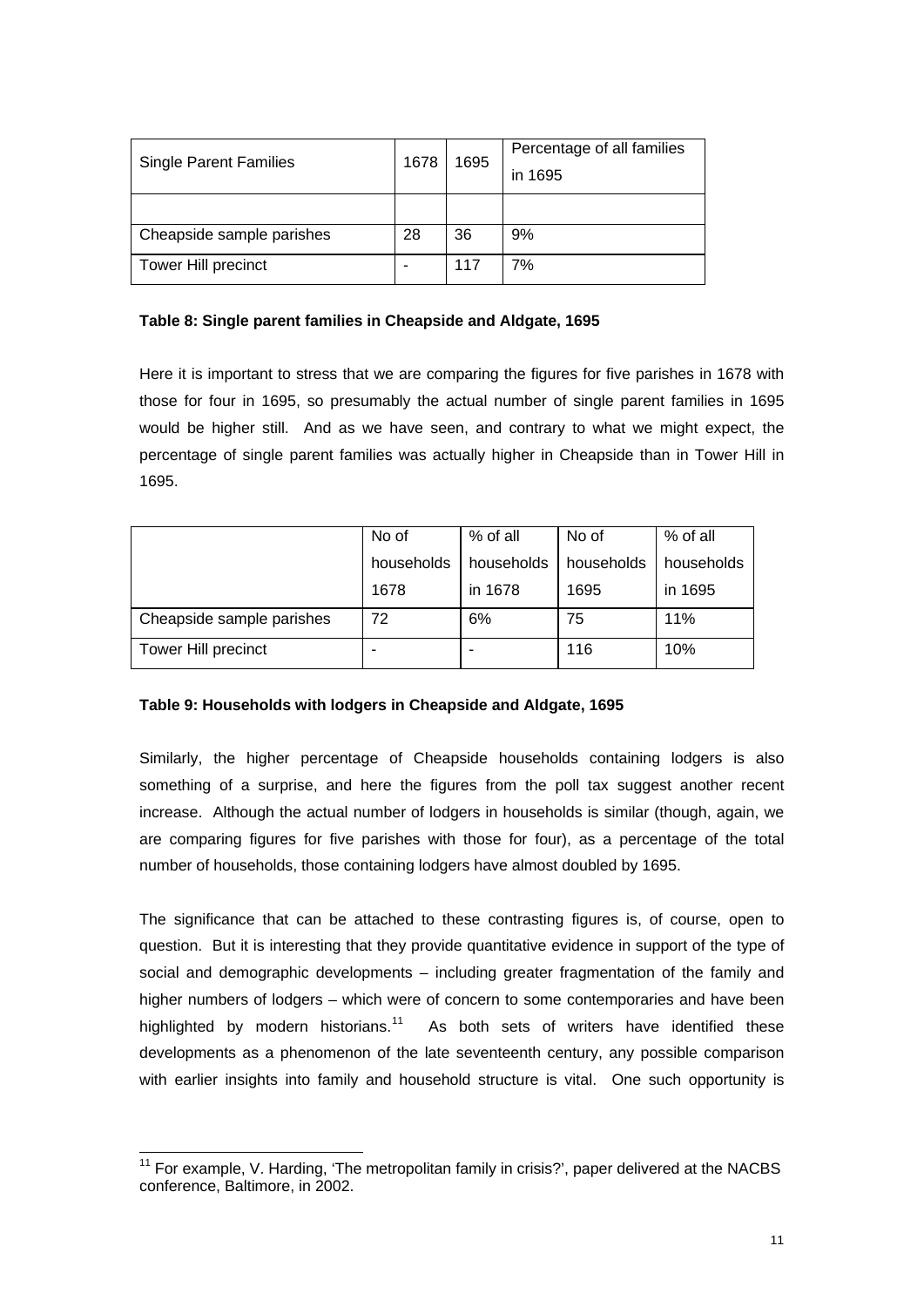| Single Parent Families | 1678 | 1695 | Percentage of all families in 1695 |
|---|---|---|---|
| | | | |
| Cheapside sample parishes | 28 | 36 | 9% |
| Tower Hill precinct | - | 117 | 7% |

**Table 8: Single parent families in Cheapside and Aldgate, 1695**

Here it is important to stress that we are comparing the figures for five parishes in 1678 with those for four in 1695, so presumably the actual number of single parent families in 1695 would be higher still. And as we have seen, and contrary to what we might expect, the percentage of single parent families was actually higher in Cheapside than in Tower Hill in 1695.

| | No of households 1678 | % of all households in 1678 | No of households 1695 | % of all households in 1695 |
|---|---|---|---|---|
| Cheapside sample parishes | 72 | 6% | 75 | 11% |
| Tower Hill precinct | - | - | 116 | 10% |

**Table 9: Households with lodgers in Cheapside and Aldgate, 1695**

Similarly, the higher percentage of Cheapside households containing lodgers is also something of a surprise, and here the figures from the poll tax suggest another recent increase. Although the actual number of lodgers in households is similar (though, again, we are comparing figures for five parishes with those for four), as a percentage of the total number of households, those containing lodgers have almost doubled by 1695.

The significance that can be attached to these contrasting figures is, of course, open to question. But it is interesting that they provide quantitative evidence in support of the type of social and demographic developments – including greater fragmentation of the family and higher numbers of lodgers – which were of concern to some contemporaries and have been highlighted by modern historians.[11] As both sets of writers have identified these developments as a phenomenon of the late seventeenth century, any possible comparison with earlier insights into family and household structure is vital. One such opportunity is

[11] For example, V. Harding, 'The metropolitan family in crisis?', paper delivered at the NACBS conference, Baltimore, in 2002.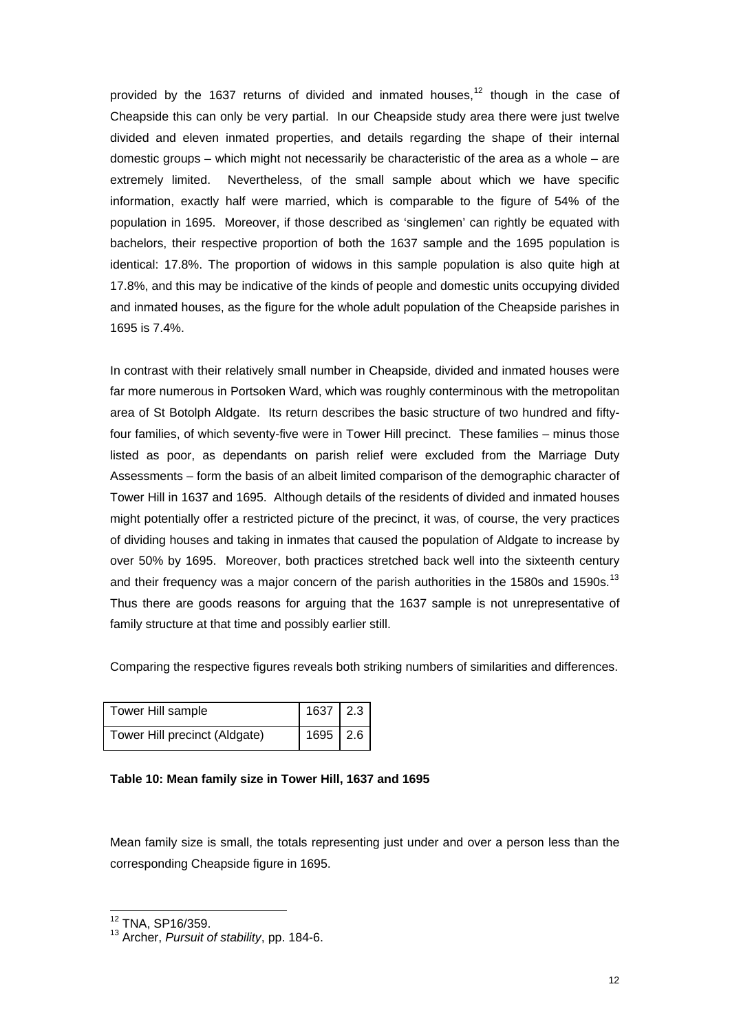provided by the 1637 returns of divided and inmated houses,[12] though in the case of Cheapside this can only be very partial. In our Cheapside study area there were just twelve divided and eleven inmated properties, and details regarding the shape of their internal domestic groups – which might not necessarily be characteristic of the area as a whole – are extremely limited. Nevertheless, of the small sample about which we have specific information, exactly half were married, which is comparable to the figure of 54% of the population in 1695. Moreover, if those described as 'singlemen' can rightly be equated with bachelors, their respective proportion of both the 1637 sample and the 1695 population is identical: 17.8%. The proportion of widows in this sample population is also quite high at 17.8%, and this may be indicative of the kinds of people and domestic units occupying divided and inmated houses, as the figure for the whole adult population of the Cheapside parishes in 1695 is 7.4%.

In contrast with their relatively small number in Cheapside, divided and inmated houses were far more numerous in Portsoken Ward, which was roughly conterminous with the metropolitan area of St Botolph Aldgate. Its return describes the basic structure of two hundred and fifty-four families, of which seventy-five were in Tower Hill precinct. These families – minus those listed as poor, as dependants on parish relief were excluded from the Marriage Duty Assessments – form the basis of an albeit limited comparison of the demographic character of Tower Hill in 1637 and 1695. Although details of the residents of divided and inmated houses might potentially offer a restricted picture of the precinct, it was, of course, the very practices of dividing houses and taking in inmates that caused the population of Aldgate to increase by over 50% by 1695. Moreover, both practices stretched back well into the sixteenth century and their frequency was a major concern of the parish authorities in the 1580s and 1590s.[13] Thus there are goods reasons for arguing that the 1637 sample is not unrepresentative of family structure at that time and possibly earlier still.

Comparing the respective figures reveals both striking numbers of similarities and differences.

| | | |
|---|---|---|
| Tower Hill sample | 1637 | 2.3 |
| Tower Hill precinct (Aldgate) | 1695 | 2.6 |

**Table 10: Mean family size in Tower Hill, 1637 and 1695**

Mean family size is small, the totals representing just under and over a person less than the corresponding Cheapside figure in 1695.

[12] TNA, SP16/359.

[13] Archer, *Pursuit of stability*, pp. 184-6.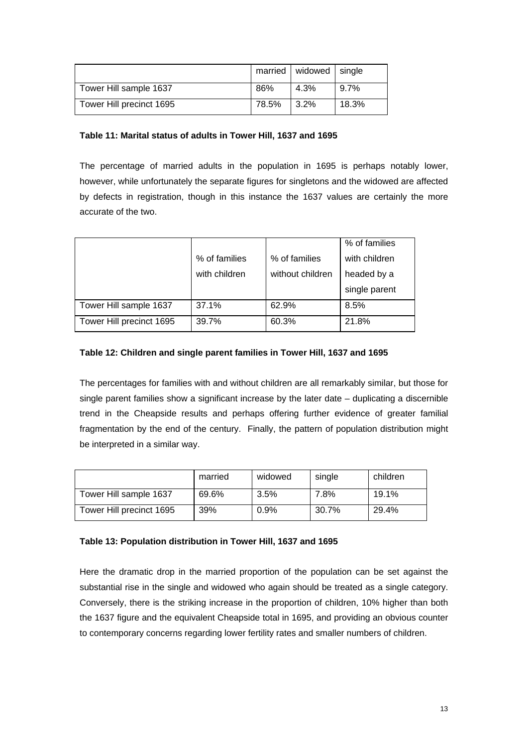| | married | widowed | single |
|---|---|---|---|
| Tower Hill sample 1637 | 86% | 4.3% | 9.7% |
| Tower Hill precinct 1695 | 78.5% | 3.2% | 18.3% |

**Table 11: Marital status of adults in Tower Hill, 1637 and 1695**

The percentage of married adults in the population in 1695 is perhaps notably lower, however, while unfortunately the separate figures for singletons and the widowed are affected by defects in registration, though in this instance the 1637 values are certainly the more accurate of the two.

| | % of families with children | % of families without children | % of families with children headed by a single parent |
|---|---|---|---|
| Tower Hill sample 1637 | 37.1% | 62.9% | 8.5% |
| Tower Hill precinct 1695 | 39.7% | 60.3% | 21.8% |

**Table 12: Children and single parent families in Tower Hill, 1637 and 1695**

The percentages for families with and without children are all remarkably similar, but those for single parent families show a significant increase by the later date – duplicating a discernible trend in the Cheapside results and perhaps offering further evidence of greater familial fragmentation by the end of the century. Finally, the pattern of population distribution might be interpreted in a similar way.

| | married | widowed | single | children |
|---|---|---|---|---|
| Tower Hill sample 1637 | 69.6% | 3.5% | 7.8% | 19.1% |
| Tower Hill precinct 1695 | 39% | 0.9% | 30.7% | 29.4% |

**Table 13: Population distribution in Tower Hill, 1637 and 1695**

Here the dramatic drop in the married proportion of the population can be set against the substantial rise in the single and widowed who again should be treated as a single category. Conversely, there is the striking increase in the proportion of children, 10% higher than both the 1637 figure and the equivalent Cheapside total in 1695, and providing an obvious counter to contemporary concerns regarding lower fertility rates and smaller numbers of children.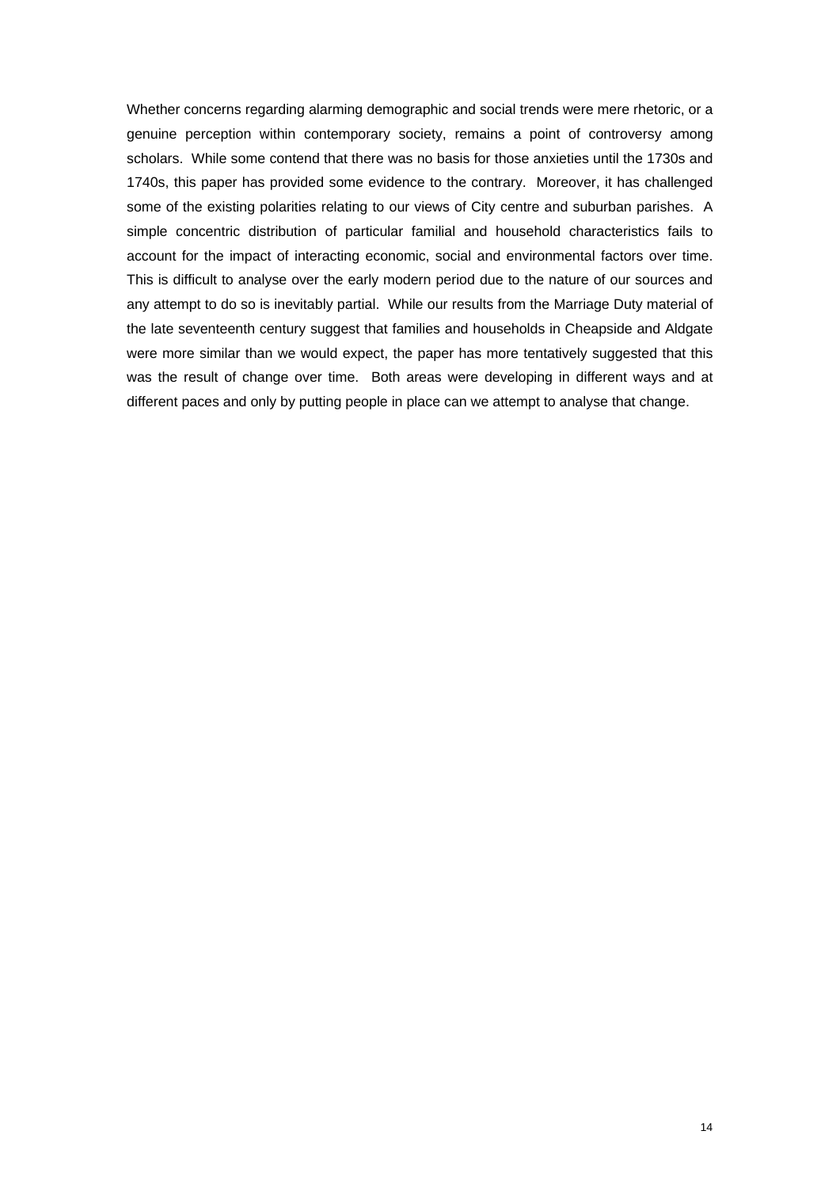Whether concerns regarding alarming demographic and social trends were mere rhetoric, or a genuine perception within contemporary society, remains a point of controversy among scholars. While some contend that there was no basis for those anxieties until the 1730s and 1740s, this paper has provided some evidence to the contrary. Moreover, it has challenged some of the existing polarities relating to our views of City centre and suburban parishes. A simple concentric distribution of particular familial and household characteristics fails to account for the impact of interacting economic, social and environmental factors over time. This is difficult to analyse over the early modern period due to the nature of our sources and any attempt to do so is inevitably partial. While our results from the Marriage Duty material of the late seventeenth century suggest that families and households in Cheapside and Aldgate were more similar than we would expect, the paper has more tentatively suggested that this was the result of change over time. Both areas were developing in different ways and at different paces and only by putting people in place can we attempt to analyse that change.